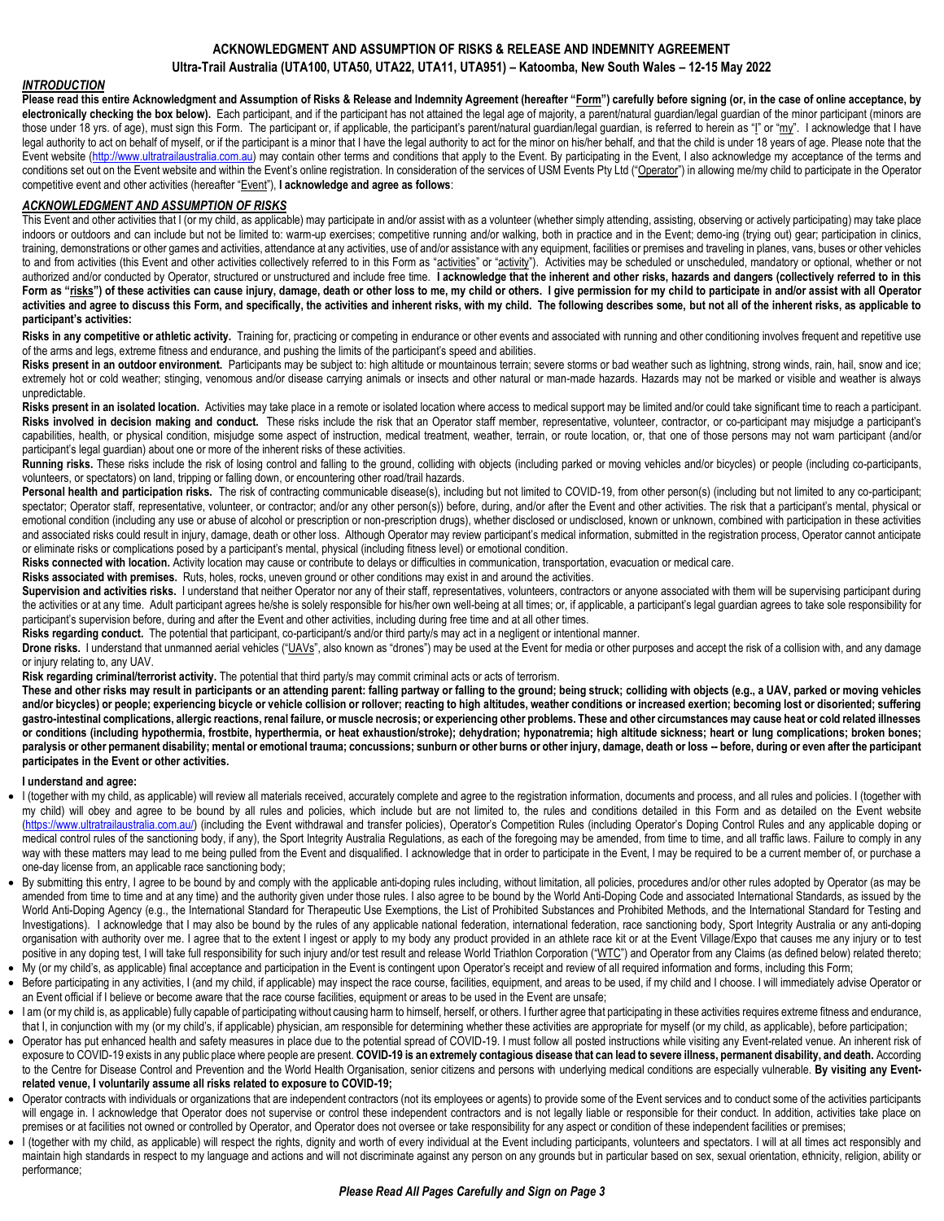# ACKNOWLEDGMENT AND ASSUMPTION OF RISKS & RELEASE AND INDEMNITY AGREEMENT

## Ultra-Trail Australia (UTA100, UTA50, UTA22, UTA11, UTA951) – Katoomba, New South Wales – 12-15 May 2022

### *INTRODUCTION*

**Please read this entire Acknowledgment and Assumption of Risks & Release and Indemnity Agreement (hereafter "Form") carefully before signing (or, in the case of online acceptance, by electronically checking the box below).** Each participant, and if the participant has not attained the legal age of majority, a parent/natural guardian/legal guardian of the minor participant (minors are those under 18 yrs. of age), must sign this Form. The participant or, if applicable, the participant's parent/natural guardian/legal guardian, is referred to herein as "I" or "my". I acknowledge that I have legal authority to act on behalf of myself, or if the participant is a minor that I have the legal authority to act for the minor on his/her behalf, and that the child is under 18 years of age. Please note that the Event website (http://www.ultratrailaustralia.com.au) may contain other terms and conditions that apply to the Event. By participating in the Event, I also acknowledge my acceptance of the terms and conditions set out on the Event website and within the Event's online registration. In consideration of the services of USM Events Pty Ltd ("Operator") in allowing me/my child to participate in the Operator competitive event and other activities (hereafter "Event"), **I acknowledge and agree as follows**:

### *ACKNOWLEDGMENT AND ASSUMPTION OF RISKS*

This Event and other activities that I (or my child, as applicable) may participate in and/or assist with as a volunteer (whether simply attending, assisting, observing or actively participating) may take place indoors or outdoors and can include but not be limited to: warm-up exercises; competitive running and/or walking, both in practice and in the Event; demo-ing (trying out) gear; participation in clinics, training, demonstrations or other games and activities, attendance at any activities, use of and/or assistance with any equipment, facilities or premises and traveling in planes, vans, buses or other vehicles to and from activities (this Event and other activities collectively referred to in this Form as "activities" or "activity"). Activities may be scheduled or unscheduled, mandatory or optional, whether or not authorized and/or conducted by Operator, structured or unstructured and include free time. **I acknowledge that the inherent and other risks, hazards and dangers (collectively referred to in this Form as "risks") of these activities can cause injury, damage, death or other loss to me, my child or others. I give permission for my child to participate in and/or assist with all Operator activities and agree to discuss this Form, and specifically, the activities and inherent risks, with my child. The following describes some, but not all of the inherent risks, as applicable to participant's activities:**

**Risks in any competitive or athletic activity.** Training for, practicing or competing in endurance or other events and associated with running and other conditioning involves frequent and repetitive use of the arms and legs, extreme fitness and endurance, and pushing the limits of the participant's speed and abilities.

**Risks present in an outdoor environment.** Participants may be subject to: high altitude or mountainous terrain; severe storms or bad weather such as lightning, strong winds, rain, hail, snow and ice; extremely hot or cold weather; stinging, venomous and/or disease carrying animals or insects and other natural or man-made hazards. Hazards may not be marked or visible and weather is always unpredictable.

**Risks present in an isolated location.** Activities may take place in a remote or isolated location where access to medical support may be limited and/or could take significant time to reach a participant.

**Risks involved in decision making and conduct.** These risks include the risk that an Operator staff member, representative, volunteer, contractor, or co-participant may misjudge a participant's capabilities, health, or physical condition, misjudge some aspect of instruction, medical treatment, weather, terrain, or route location, or, that one of those persons may not warn participant (and/or participant's legal guardian) about one or more of the inherent risks of these activities.

**Running risks.** These risks include the risk of losing control and falling to the ground, colliding with objects (including parked or moving vehicles and/or bicycles) or people (including co-participants, volunteers, or spectators) on land, tripping or falling down, or encountering other road/trail hazards.

**Personal health and participation risks.** The risk of contracting communicable disease(s), including but not limited to COVID-19, from other person(s) (including but not limited to any co-participant; spectator; Operator staff, representative, volunteer, or contractor; and/or any other person(s)) before, during, and/or after the Event and other activities. The risk that a participant's mental, physical or emotional condition (including any use or abuse of alcohol or prescription or non-prescription drugs), whether disclosed or undisclosed, known or unknown, combined with participation in these activities and associated risks could result in injury, damage, death or other loss. Although Operator may review participant's medical information, submitted in the registration process, Operator cannot anticipate or eliminate risks or complications posed by a participant's mental, physical (including fitness level) or emotional condition.

**Risks connected with location.** Activity location may cause or contribute to delays or difficulties in communication, transportation, evacuation or medical care.

**Risks associated with premises.** Ruts, holes, rocks, uneven ground or other conditions may exist in and around the activities.

**Supervision and activities risks.** I understand that neither Operator nor any of their staff, representatives, volunteers, contractors or anyone associated with them will be supervising participant during the activities or at any time. Adult participant agrees he/she is solely responsible for his/her own well-being at all times; or, if applicable, a participant's legal guardian agrees to take sole responsibility for participant's supervision before, during and after the Event and other activities, including during free time and at all other times.

**Risks regarding conduct.** The potential that participant, co-participant/s and/or third party/s may act in a negligent or intentional manner.

**Drone risks.** I understand that unmanned aerial vehicles ("UAVs", also known as "drones") may be used at the Event for media or other purposes and accept the risk of a collision with, and any damage or injury relating to, any UAV.

**Risk regarding criminal/terrorist activity.** The potential that third party/s may commit criminal acts or acts of terrorism.

**These and other risks may result in participants or an attending parent: falling partway or falling to the ground; being struck; colliding with objects (e.g., a UAV, parked or moving vehicles and/or bicycles) or people; experiencing bicycle or vehicle collision or rollover; reacting to high altitudes, weather conditions or increased exertion; becoming lost or disoriented; suffering gastro-intestinal complications, allergic reactions, renal failure, or muscle necrosis; or experiencing other problems. These and other circumstances may cause heat or cold related illnesses or conditions (including hypothermia, frostbite, hyperthermia, or heat exhaustion/stroke); dehydration; hyponatremia; high altitude sickness; heart or lung complications; broken bones; paralysis or other permanent disability; mental or emotional trauma; concussions; sunburn or other burns or other injury, damage, death or loss -- before, during or even after the participant participates in the Event or other activities.**

**I understand and agree:**

- I (together with my child, as applicable) will review all materials received, accurately complete and agree to the registration information, documents and process, and all rules and policies. I (together with my child) will obey and agree to be bound by all rules and policies, which include but are not limited to, the rules and conditions detailed in this Form and as detailed on the Event website (https://www.ultratrailaustralia.com.au/) (including the Event withdrawal and transfer policies), Operator's Competition Rules (including Operator's Doping Control Rules and any applicable doping or medical control rules of the sanctioning body, if any), the Sport Integrity Australia Regulations, as each of the foregoing may be amended, from time to time, and all traffic laws. Failure to comply in any way with these matters may lead to me being pulled from the Event and disqualified. I acknowledge that in order to participate in the Event, I may be required to be a current member of, or purchase a one-day license from, an applicable race sanctioning body;
- By submitting this entry, I agree to be bound by and comply with the applicable anti-doping rules including, without limitation, all policies, procedures and/or other rules adopted by Operator (as may be amended from time to time and at any time) and the authority given under those rules. I also agree to be bound by the World Anti-Doping Code and associated International Standards, as issued by the World Anti-Doping Agency (e.g., the International Standard for Therapeutic Use Exemptions, the List of Prohibited Substances and Prohibited Methods, and the International Standard for Testing and Investigations). I acknowledge that I may also be bound by the rules of any applicable national federation, international federation, race sanctioning body, Sport Integrity Australia or any anti-doping organisation with authority over me. I agree that to the extent I ingest or apply to my body any product provided in an athlete race kit or at the Event Village/Expo that causes me any injury or to test positive in any doping test, I will take full responsibility for such injury and/or test result and release World Triathlon Corporation ("WTC") and Operator from any Claims (as defined below) related thereto;
- My (or my child's, as applicable) final acceptance and participation in the Event is contingent upon Operator's receipt and review of all required information and forms, including this Form;
- Before participating in any activities, I (and my child, if applicable) may inspect the race course, facilities, equipment, and areas to be used, if my child and I choose. I will immediately advise Operator or an Event official if I believe or become aware that the race course facilities, equipment or areas to be used in the Event are unsafe;
- I am (or my child is, as applicable) fully capable of participating without causing harm to himself, herself, or others. I further agree that participating in these activities requires extreme fitness and endurance, that I, in conjunction with my (or my child's, if applicable) physician, am responsible for determining whether these activities are appropriate for myself (or my child, as applicable), before participation;
- Operator has put enhanced health and safety measures in place due to the potential spread of COVID-19. I must follow all posted instructions while visiting any Event-related venue. An inherent risk of exposure to COVID-19 exists in any public place where people are present. **COVID-19 is an extremely contagious disease that can lead to severe illness, permanent disability, and death.** According to the Centre for Disease Control and Prevention and the World Health Organisation, senior citizens and persons with underlying medical conditions are especially vulnerable. **By visiting any Event-related venue, I voluntarily assume all risks related to exposure to COVID-19;**
- Operator contracts with individuals or organizations that are independent contractors (not its employees or agents) to provide some of the Event services and to conduct some of the activities participants will engage in. I acknowledge that Operator does not supervise or control these independent contractors and is not legally liable or responsible for their conduct. In addition, activities take place on premises or at facilities not owned or controlled by Operator, and Operator does not oversee or take responsibility for any aspect or condition of these independent facilities or premises;
- I (together with my child, as applicable) will respect the rights, dignity and worth of every individual at the Event including participants, volunteers and spectators. I will at all times act responsibly and maintain high standards in respect to my language and actions and will not discriminate against any person on any grounds but in particular based on sex, sexual orientation, ethnicity, religion, ability or performance;

***Please Read All Pages Carefully and Sign on Page 3***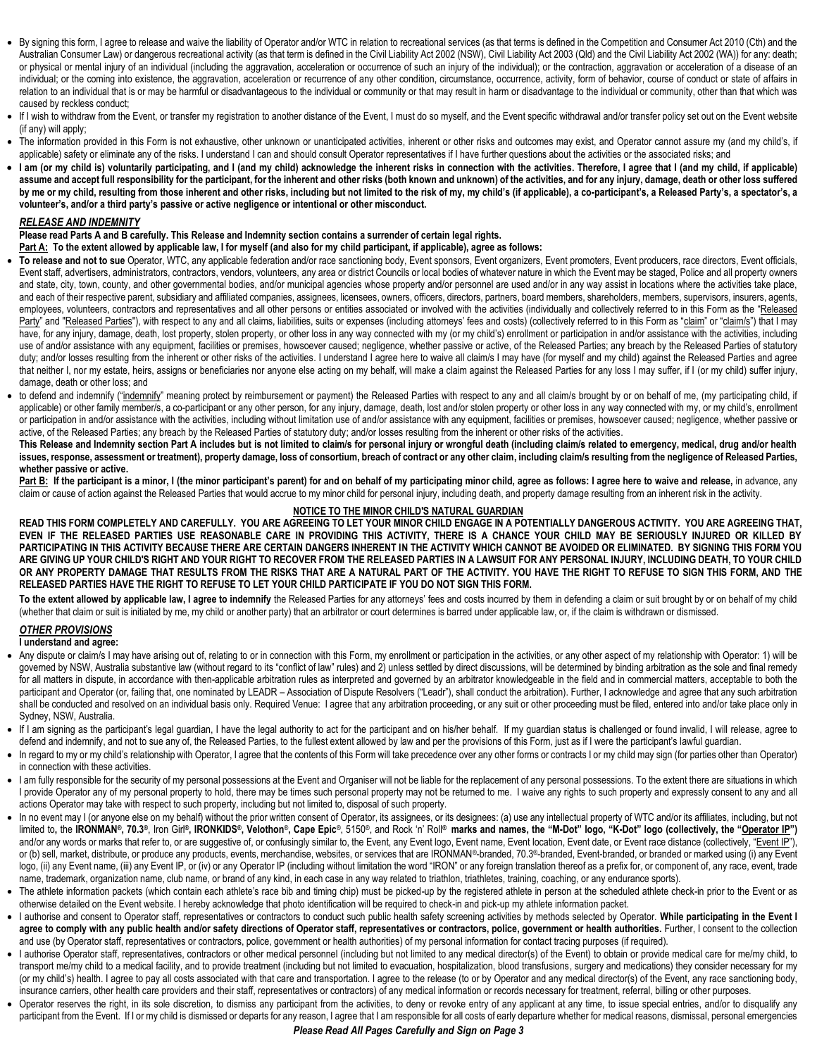- By signing this form, I agree to release and waive the liability of Operator and/or WTC in relation to recreational services (as that terms is defined in the Competition and Consumer Act 2010 (Cth) and the Australian Consumer Law) or dangerous recreational activity (as that term is defined in the Civil Liability Act 2002 (NSW), Civil Liability Act 2003 (Qld) and the Civil Liability Act 2002 (WA)) for any: death; or physical or mental injury of an individual (including the aggravation, acceleration or occurrence of such an injury of the individual); or the contraction, aggravation or acceleration of a disease of an individual; or the coming into existence, the aggravation, acceleration or recurrence of any other condition, circumstance, occurrence, activity, form of behavior, course of conduct or state of affairs in relation to an individual that is or may be harmful or disadvantageous to the individual or community or that may result in harm or disadvantage to the individual or community, other than that which was caused by reckless conduct;
- If I wish to withdraw from the Event, or transfer my registration to another distance of the Event, I must do so myself, and the Event specific withdrawal and/or transfer policy set out on the Event website (if any) will apply;
- The information provided in this Form is not exhaustive, other unknown or unanticipated activities, inherent or other risks and outcomes may exist, and Operator cannot assure my (and my child's, if applicable) safety or eliminate any of the risks. I understand I can and should consult Operator representatives if I have further questions about the activities or the associated risks; and
- **I am (or my child is) voluntarily participating, and I (and my child) acknowledge the inherent risks in connection with the activities. Therefore, I agree that I (and my child, if applicable) assume and accept full responsibility for the participant, for the inherent and other risks (both known and unknown) of the activities, and for any injury, damage, death or other loss suffered by me or my child, resulting from those inherent and other risks, including but not limited to the risk of my, my child's (if applicable), a co-participant's, a Released Party's, a spectator's, a volunteer's, and/or a third party's passive or active negligence or intentional or other misconduct.**

## *RELEASE AND INDEMNITY*

**Please read Parts A and B carefully. This Release and Indemnity section contains a surrender of certain legal rights.**

**Part A: To the extent allowed by applicable law, I for myself (and also for my child participant, if applicable), agree as follows:**

- **To release and not to sue** Operator, WTC, any applicable federation and/or race sanctioning body, Event sponsors, Event organizers, Event promoters, Event producers, race directors, Event officials, Event staff, advertisers, administrators, contractors, vendors, volunteers, any area or district Councils or local bodies of whatever nature in which the Event may be staged, Police and all property owners and state, city, town, county, and other governmental bodies, and/or municipal agencies whose property and/or personnel are used and/or in any way assist in locations where the activities take place, and each of their respective parent, subsidiary and affiliated companies, assignees, licensees, owners, officers, directors, partners, board members, shareholders, members, supervisors, insurers, agents, employees, volunteers, contractors and representatives and all other persons or entities associated or involved with the activities (individually and collectively referred to in this Form as the "Released Party" and "Released Parties"), with respect to any and all claims, liabilities, suits or expenses (including attorneys' fees and costs) (collectively referred to in this Form as "claim" or "claim/s") that I may have, for any injury, damage, death, lost property, stolen property, or other loss in any way connected with my (or my child's) enrollment or participation in and/or assistance with the activities, including use of and/or assistance with any equipment, facilities or premises, howsoever caused; negligence, whether passive or active, of the Released Parties; any breach by the Released Parties of statutory duty; and/or losses resulting from the inherent or other risks of the activities. I understand I agree here to waive all claim/s I may have (for myself and my child) against the Released Parties and agree that neither I, nor my estate, heirs, assigns or beneficiaries nor anyone else acting on my behalf, will make a claim against the Released Parties for any loss I may suffer, if I (or my child) suffer injury, damage, death or other loss; and
- to defend and indemnify ("indemnify" meaning protect by reimbursement or payment) the Released Parties with respect to any and all claim/s brought by or on behalf of me, (my participating child, if applicable) or other family member/s, a co-participant or any other person, for any injury, damage, death, lost and/or stolen property or other loss in any way connected with my, or my child's, enrollment or participation in and/or assistance with the activities, including without limitation use of and/or assistance with any equipment, facilities or premises, howsoever caused; negligence, whether passive or active, of the Released Parties; any breach by the Released Parties of statutory duty; and/or losses resulting from the inherent or other risks of the activities.

**This Release and Indemnity section Part A includes but is not limited to claim/s for personal injury or wrongful death (including claim/s related to emergency, medical, drug and/or health issues, response, assessment or treatment), property damage, loss of consortium, breach of contract or any other claim, including claim/s resulting from the negligence of Released Parties, whether passive or active.**

**Part B: If the participant is a minor, I (the minor participant's parent) for and on behalf of my participating minor child, agree as follows: I agree here to waive and release,** in advance, any claim or cause of action against the Released Parties that would accrue to my minor child for personal injury, including death, and property damage resulting from an inherent risk in the activity.

**NOTICE TO THE MINOR CHILD'S NATURAL GUARDIAN**

**READ THIS FORM COMPLETELY AND CAREFULLY. YOU ARE AGREEING TO LET YOUR MINOR CHILD ENGAGE IN A POTENTIALLY DANGEROUS ACTIVITY. YOU ARE AGREEING THAT, EVEN IF THE RELEASED PARTIES USE REASONABLE CARE IN PROVIDING THIS ACTIVITY, THERE IS A CHANCE YOUR CHILD MAY BE SERIOUSLY INJURED OR KILLED BY PARTICIPATING IN THIS ACTIVITY BECAUSE THERE ARE CERTAIN DANGERS INHERENT IN THE ACTIVITY WHICH CANNOT BE AVOIDED OR ELIMINATED. BY SIGNING THIS FORM YOU ARE GIVING UP YOUR CHILD'S RIGHT AND YOUR RIGHT TO RECOVER FROM THE RELEASED PARTIES IN A LAWSUIT FOR ANY PERSONAL INJURY, INCLUDING DEATH, TO YOUR CHILD OR ANY PROPERTY DAMAGE THAT RESULTS FROM THE RISKS THAT ARE A NATURAL PART OF THE ACTIVITY. YOU HAVE THE RIGHT TO REFUSE TO SIGN THIS FORM, AND THE RELEASED PARTIES HAVE THE RIGHT TO REFUSE TO LET YOUR CHILD PARTICIPATE IF YOU DO NOT SIGN THIS FORM.**

**To the extent allowed by applicable law, I agree to indemnify** the Released Parties for any attorneys' fees and costs incurred by them in defending a claim or suit brought by or on behalf of my child (whether that claim or suit is initiated by me, my child or another party) that an arbitrator or court determines is barred under applicable law, or, if the claim is withdrawn or dismissed.

## *OTHER PROVISIONS*

**I understand and agree:**

- Any dispute or claim/s I may have arising out of, relating to or in connection with this Form, my enrollment or participation in the activities, or any other aspect of my relationship with Operator: 1) will be governed by NSW, Australia substantive law (without regard to its "conflict of law" rules) and 2) unless settled by direct discussions, will be determined by binding arbitration as the sole and final remedy for all matters in dispute, in accordance with then-applicable arbitration rules as interpreted and governed by an arbitrator knowledgeable in the field and in commercial matters, acceptable to both the participant and Operator (or, failing that, one nominated by LEADR – Association of Dispute Resolvers ("Leadr"), shall conduct the arbitration). Further, I acknowledge and agree that any such arbitration shall be conducted and resolved on an individual basis only. Required Venue: I agree that any arbitration proceeding, or any suit or other proceeding must be filed, entered into and/or take place only in Sydney, NSW, Australia.
- If I am signing as the participant's legal guardian, I have the legal authority to act for the participant and on his/her behalf. If my guardian status is challenged or found invalid, I will release, agree to defend and indemnify, and not to sue any of, the Released Parties, to the fullest extent allowed by law and per the provisions of this Form, just as if I were the participant's lawful guardian.
- In regard to my or my child's relationship with Operator, I agree that the contents of this Form will take precedence over any other forms or contracts I or my child may sign (for parties other than Operator) in connection with these activities.
- I am fully responsible for the security of my personal possessions at the Event and Organiser will not be liable for the replacement of any personal possessions. To the extent there are situations in which I provide Operator any of my personal property to hold, there may be times such personal property may not be returned to me. I waive any rights to such property and expressly consent to any and all actions Operator may take with respect to such property, including but not limited to, disposal of such property.
- In no event may I (or anyone else on my behalf) without the prior written consent of Operator, its assignees, or its designees: (a) use any intellectual property of WTC and/or its affiliates, including, but not limited to, the **IRONMAN®, 70.3®**, Iron Girl**®, IRONKIDS®, Velothon®, Cape Epic®**, 5150®, and Rock 'n' Roll**® marks and names, the "M-Dot" logo, "K-Dot" logo (collectively, the "Operator IP")** and/or any words or marks that refer to, or are suggestive of, or confusingly similar to, the Event, any Event logo, Event name, Event location, Event date, or Event race distance (collectively, "Event IP"), or (b) sell, market, distribute, or produce any products, events, merchandise, websites, or services that are IRONMAN®-branded, 70.3®-branded, Event-branded, or branded or marked using (i) any Event logo, (ii) any Event name, (iii) any Event IP, or (iv) or any Operator IP (including without limitation the word "IRON" or any foreign translation thereof as a prefix for, or component of, any race, event, trade name, trademark, organization name, club name, or brand of any kind, in each case in any way related to triathlon, triathletes, training, coaching, or any endurance sports).
- The athlete information packets (which contain each athlete's race bib and timing chip) must be picked-up by the registered athlete in person at the scheduled athlete check-in prior to the Event or as otherwise detailed on the Event website. I hereby acknowledge that photo identification will be required to check-in and pick-up my athlete information packet.
- I authorise and consent to Operator staff, representatives or contractors to conduct such public health safety screening activities by methods selected by Operator. **While participating in the Event I agree to comply with any public health and/or safety directions of Operator staff, representatives or contractors, police, government or health authorities.** Further, I consent to the collection and use (by Operator staff, representatives or contractors, police, government or health authorities) of my personal information for contact tracing purposes (if required).
- I authorise Operator staff, representatives, contractors or other medical personnel (including but not limited to any medical director(s) of the Event) to obtain or provide medical care for me/my child, to transport me/my child to a medical facility, and to provide treatment (including but not limited to evacuation, hospitalization, blood transfusions, surgery and medications) they consider necessary for my (or my child's) health. I agree to pay all costs associated with that care and transportation. I agree to the release (to or by Operator and any medical director(s) of the Event, any race sanctioning body, insurance carriers, other health care providers and their staff, representatives or contractors) of any medical information or records necessary for treatment, referral, billing or other purposes.
- Operator reserves the right, in its sole discretion, to dismiss any participant from the activities, to deny or revoke entry of any applicant at any time, to issue special entries, and/or to disqualify any participant from the Event. If I or my child is dismissed or departs for any reason, I agree that I am responsible for all costs of early departure whether for medical reasons, dismissal, personal emergencies

***Please Read All Pages Carefully and Sign on Page 3***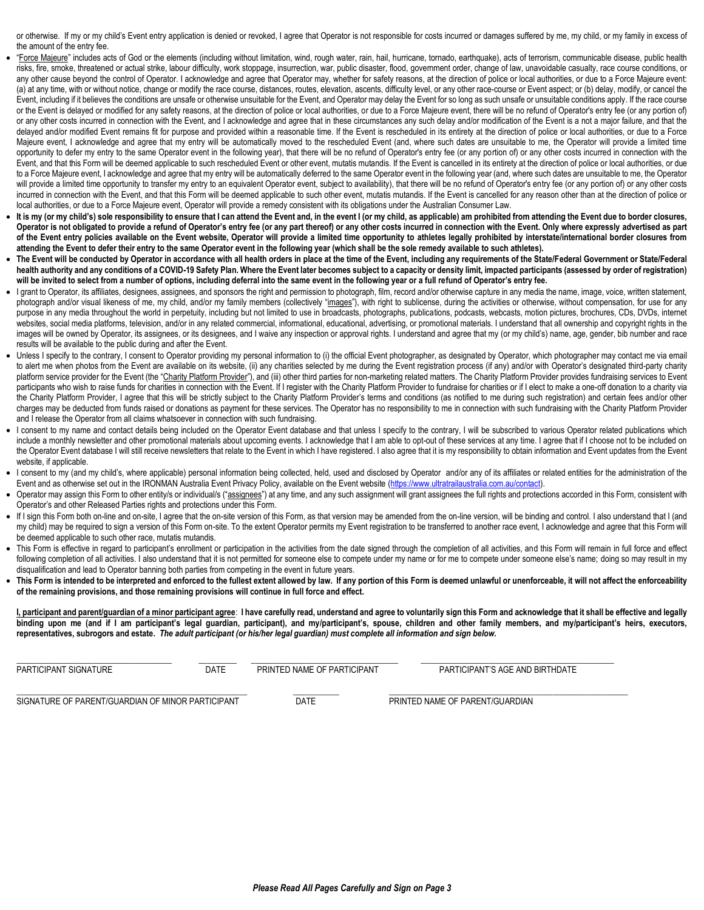or otherwise. If my or my child's Event entry application is denied or revoked, I agree that Operator is not responsible for costs incurred or damages suffered by me, my child, or my family in excess of the amount of the entry fee.

- "Force Majeure" includes acts of God or the elements (including without limitation, wind, rough water, rain, hail, hurricane, tornado, earthquake), acts of terrorism, communicable disease, public health risks, fire, smoke, threatened or actual strike, labour difficulty, work stoppage, insurrection, war, public disaster, flood, government order, change of law, unavoidable casualty, race course conditions, or any other cause beyond the control of Operator. I acknowledge and agree that Operator may, whether for safety reasons, at the direction of police or local authorities, or due to a Force Majeure event: (a) at any time, with or without notice, change or modify the race course, distances, routes, elevation, ascents, difficulty level, or any other race-course or Event aspect; or (b) delay, modify, or cancel the Event, including if it believes the conditions are unsafe or otherwise unsuitable for the Event, and Operator may delay the Event for so long as such unsafe or unsuitable conditions apply. If the race course or the Event is delayed or modified for any safety reasons, at the direction of police or local authorities, or due to a Force Majeure event, there will be no refund of Operator's entry fee (or any portion of) or any other costs incurred in connection with the Event, and I acknowledge and agree that in these circumstances any such delay and/or modification of the Event is a not a major failure, and that the delayed and/or modified Event remains fit for purpose and provided within a reasonable time. If the Event is rescheduled in its entirety at the direction of police or local authorities, or due to a Force Majeure event, I acknowledge and agree that my entry will be automatically moved to the rescheduled Event (and, where such dates are unsuitable to me, the Operator will provide a limited time opportunity to defer my entry to the same Operator event in the following year), that there will be no refund of Operator's entry fee (or any portion of) or any other costs incurred in connection with the Event, and that this Form will be deemed applicable to such rescheduled Event or other event, mutatis mutandis. If the Event is cancelled in its entirety at the direction of police or local authorities, or due to a Force Majeure event, I acknowledge and agree that my entry will be automatically deferred to the same Operator event in the following year (and, where such dates are unsuitable to me, the Operator will provide a limited time opportunity to transfer my entry to an equivalent Operator event, subject to availability), that there will be no refund of Operator's entry fee (or any portion of) or any other costs incurred in connection with the Event, and that this Form will be deemed applicable to such other event, mutatis mutandis. If the Event is cancelled for any reason other than at the direction of police or local authorities, or due to a Force Majeure event, Operator will provide a remedy consistent with its obligations under the Australian Consumer Law.
- **It is my (or my child's) sole responsibility to ensure that I can attend the Event and, in the event I (or my child, as applicable) am prohibited from attending the Event due to border closures, Operator is not obligated to provide a refund of Operator's entry fee (or any part thereof) or any other costs incurred in connection with the Event. Only where expressly advertised as part of the Event entry policies available on the Event website, Operator will provide a limited time opportunity to athletes legally prohibited by interstate/international border closures from attending the Event to defer their entry to the same Operator event in the following year (which shall be the sole remedy available to such athletes).**
- **The Event will be conducted by Operator in accordance with all health orders in place at the time of the Event, including any requirements of the State/Federal Government or State/Federal health authority and any conditions of a COVID-19 Safety Plan. Where the Event later becomes subject to a capacity or density limit, impacted participants (assessed by order of registration) will be invited to select from a number of options, including deferral into the same event in the following year or a full refund of Operator's entry fee.**
- I grant to Operator, its affiliates, designees, assignees, and sponsors the right and permission to photograph, film, record and/or otherwise capture in any media the name, image, voice, written statement, photograph and/or visual likeness of me, my child, and/or my family members (collectively "images"), with right to sublicense, during the activities or otherwise, without compensation, for use for any purpose in any media throughout the world in perpetuity, including but not limited to use in broadcasts, photographs, publications, podcasts, webcasts, motion pictures, brochures, CDs, DVDs, internet websites, social media platforms, television, and/or in any related commercial, informational, educational, advertising, or promotional materials. I understand that all ownership and copyright rights in the images will be owned by Operator, its assignees, or its designees, and I waive any inspection or approval rights. I understand and agree that my (or my child's) name, age, gender, bib number and race results will be available to the public during and after the Event.
- Unless I specify to the contrary, I consent to Operator providing my personal information to (i) the official Event photographer, as designated by Operator, which photographer may contact me via email to alert me when photos from the Event are available on its website, (ii) any charities selected by me during the Event registration process (if any) and/or with Operator's designated third-party charity platform service provider for the Event (the "Charity Platform Provider"), and (iii) other third parties for non-marketing related matters. The Charity Platform Provider provides fundraising services to Event participants who wish to raise funds for charities in connection with the Event. If I register with the Charity Platform Provider to fundraise for charities or if I elect to make a one-off donation to a charity via the Charity Platform Provider, I agree that this will be strictly subject to the Charity Platform Provider's terms and conditions (as notified to me during such registration) and certain fees and/or other charges may be deducted from funds raised or donations as payment for these services. The Operator has no responsibility to me in connection with such fundraising with the Charity Platform Provider and I release the Operator from all claims whatsoever in connection with such fundraising.
- I consent to my name and contact details being included on the Operator Event database and that unless I specify to the contrary, I will be subscribed to various Operator related publications which include a monthly newsletter and other promotional materials about upcoming events. I acknowledge that I am able to opt-out of these services at any time. I agree that if I choose not to be included on the Operator Event database I will still receive newsletters that relate to the Event in which I have registered. I also agree that it is my responsibility to obtain information and Event updates from the Event website, if applicable.
- I consent to my (and my child's, where applicable) personal information being collected, held, used and disclosed by Operator and/or any of its affiliates or related entities for the administration of the Event and as otherwise set out in the IRONMAN Australia Event Privacy Policy, available on the Event website (https://www.ultratrailaustralia.com.au/contact).
- Operator may assign this Form to other entity/s or individual/s ("assignees") at any time, and any such assignment will grant assignees the full rights and protections accorded in this Form, consistent with Operator's and other Released Parties rights and protections under this Form.
- If I sign this Form both on-line and on-site, I agree that the on-site version of this Form, as that version may be amended from the on-line version, will be binding and control. I also understand that I (and my child) may be required to sign a version of this Form on-site. To the extent Operator permits my Event registration to be transferred to another race event, I acknowledge and agree that this Form will be deemed applicable to such other race, mutatis mutandis.
- This Form is effective in regard to participant's enrollment or participation in the activities from the date signed through the completion of all activities, and this Form will remain in full force and effect following completion of all activities. I also understand that it is not permitted for someone else to compete under my name or for me to compete under someone else's name; doing so may result in my disqualification and lead to Operator banning both parties from competing in the event in future years.
- **This Form is intended to be interpreted and enforced to the fullest extent allowed by law. If any portion of this Form is deemed unlawful or unenforceable, it will not affect the enforceability of the remaining provisions, and those remaining provisions will continue in full force and effect.**

**I, participant and parent/guardian of a minor participant agree: I have carefully read, understand and agree to voluntarily sign this Form and acknowledge that it shall be effective and legally binding upon me (and if I am participant's legal guardian, participant), and my/participant's, spouse, children and other family members, and my/participant's heirs, executors, representatives, subrogors and estate.** ***The adult participant (or his/her legal guardian) must complete all information and sign below.***

| | | | |
|---|---|---|---|
| PARTICIPANT SIGNATURE | DATE | PRINTED NAME OF PARTICIPANT | PARTICIPANT'S AGE AND BIRTHDATE |

| | | |
|---|---|---|
| SIGNATURE OF PARENT/GUARDIAN OF MINOR PARTICIPANT | DATE | PRINTED NAME OF PARENT/GUARDIAN |

***Please Read All Pages Carefully and Sign on Page 3***